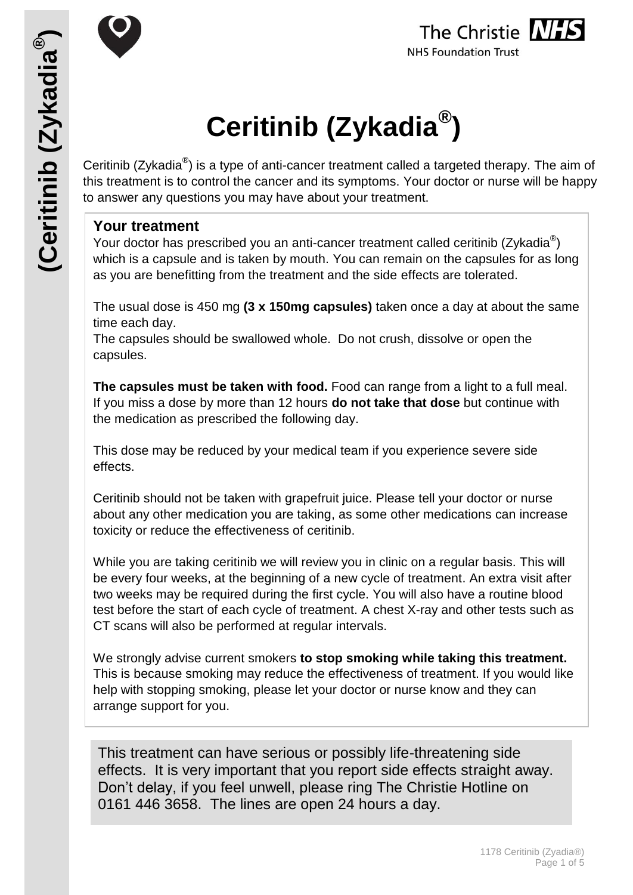# Ceritinib (Zykadia®)

Ceritinib (Zykadia®) is a type of anti-cancer treatment called a targeted therapy. The aim of this treatment is to control the cancer and its symptoms. Your doctor or nurse will be happy to answer any questions you may have about your treatment.

## Your treatment

Your doctor has prescribed you an anti-cancer treatment called ceritinib (Zykadia®) which is a capsule and is taken by mouth. You can remain on the capsules for as long as you are benefitting from the treatment and the side effects are tolerated.

The usual dose is 450 mg **(3 x 150mg capsules)** taken once a day at about the same time each day.
The capsules should be swallowed whole. Do not crush, dissolve or open the capsules.

**The capsules must be taken with food.** Food can range from a light to a full meal. If you miss a dose by more than 12 hours **do not take that dose** but continue with the medication as prescribed the following day.

This dose may be reduced by your medical team if you experience severe side effects.

Ceritinib should not be taken with grapefruit juice. Please tell your doctor or nurse about any other medication you are taking, as some other medications can increase toxicity or reduce the effectiveness of ceritinib.

While you are taking ceritinib we will review you in clinic on a regular basis. This will be every four weeks, at the beginning of a new cycle of treatment. An extra visit after two weeks may be required during the first cycle. You will also have a routine blood test before the start of each cycle of treatment. A chest X-ray and other tests such as CT scans will also be performed at regular intervals.

We strongly advise current smokers **to stop smoking while taking this treatment.** This is because smoking may reduce the effectiveness of treatment. If you would like help with stopping smoking, please let your doctor or nurse know and they can arrange support for you.

This treatment can have serious or possibly life-threatening side effects. It is very important that you report side effects straight away. Don't delay, if you feel unwell, please ring The Christie Hotline on 0161 446 3658. The lines are open 24 hours a day.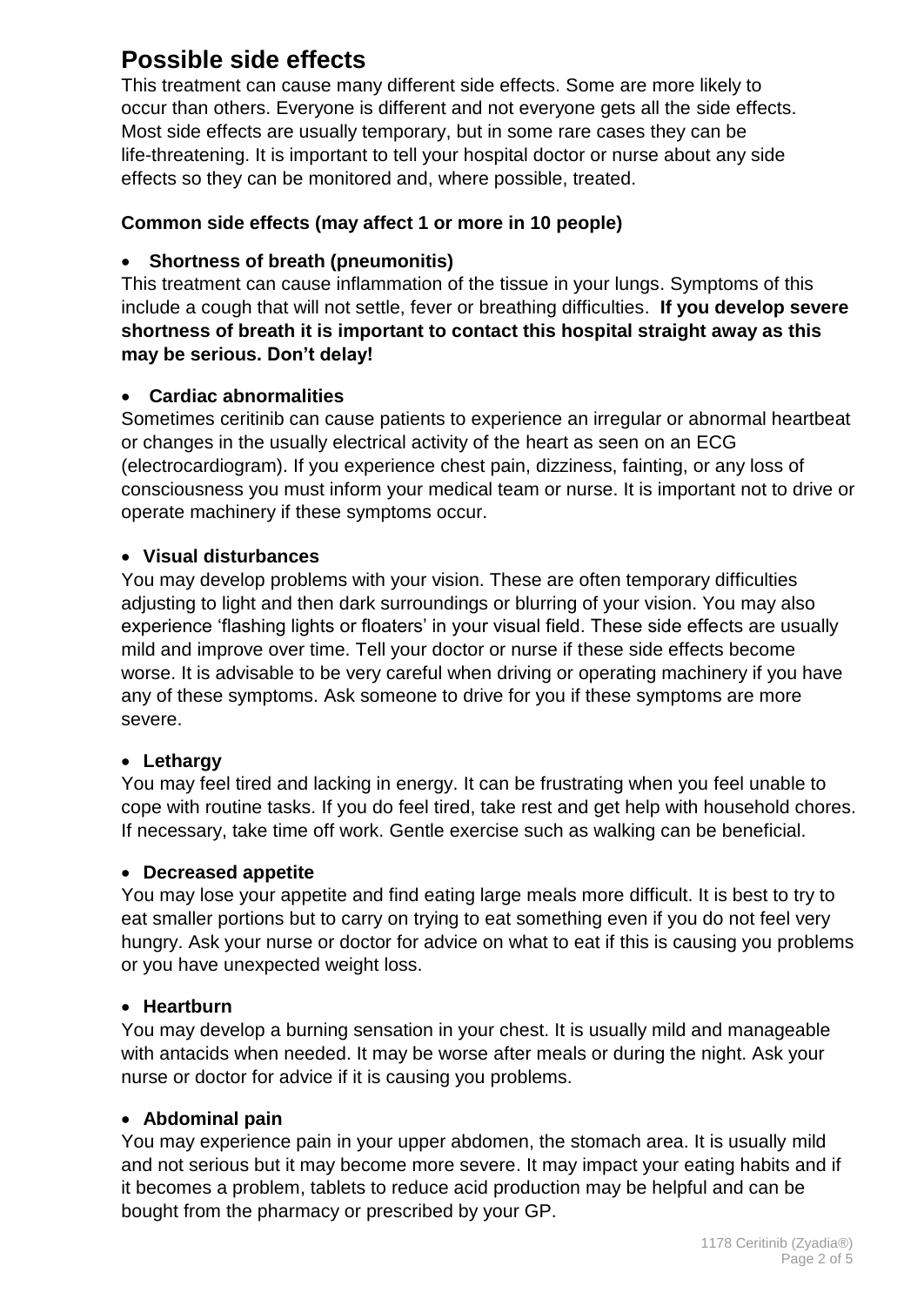## Possible side effects

This treatment can cause many different side effects. Some are more likely to occur than others. Everyone is different and not everyone gets all the side effects. Most side effects are usually temporary, but in some rare cases they can be life-threatening. It is important to tell your hospital doctor or nurse about any side effects so they can be monitored and, where possible, treated.

**Common side effects (may affect 1 or more in 10 people)**

- **Shortness of breath (pneumonitis)**

This treatment can cause inflammation of the tissue in your lungs. Symptoms of this include a cough that will not settle, fever or breathing difficulties. **If you develop severe shortness of breath it is important to contact this hospital straight away as this may be serious. Don't delay!**

- **Cardiac abnormalities**

Sometimes ceritinib can cause patients to experience an irregular or abnormal heartbeat or changes in the usually electrical activity of the heart as seen on an ECG (electrocardiogram). If you experience chest pain, dizziness, fainting, or any loss of consciousness you must inform your medical team or nurse. It is important not to drive or operate machinery if these symptoms occur.

- **Visual disturbances**

You may develop problems with your vision. These are often temporary difficulties adjusting to light and then dark surroundings or blurring of your vision. You may also experience 'flashing lights or floaters' in your visual field. These side effects are usually mild and improve over time. Tell your doctor or nurse if these side effects become worse. It is advisable to be very careful when driving or operating machinery if you have any of these symptoms. Ask someone to drive for you if these symptoms are more severe.

- **Lethargy**

You may feel tired and lacking in energy. It can be frustrating when you feel unable to cope with routine tasks. If you do feel tired, take rest and get help with household chores. If necessary, take time off work. Gentle exercise such as walking can be beneficial.

- **Decreased appetite**

You may lose your appetite and find eating large meals more difficult. It is best to try to eat smaller portions but to carry on trying to eat something even if you do not feel very hungry. Ask your nurse or doctor for advice on what to eat if this is causing you problems or you have unexpected weight loss.

- **Heartburn**

You may develop a burning sensation in your chest. It is usually mild and manageable with antacids when needed. It may be worse after meals or during the night. Ask your nurse or doctor for advice if it is causing you problems.

- **Abdominal pain**

You may experience pain in your upper abdomen, the stomach area. It is usually mild and not serious but it may become more severe. It may impact your eating habits and if it becomes a problem, tablets to reduce acid production may be helpful and can be bought from the pharmacy or prescribed by your GP.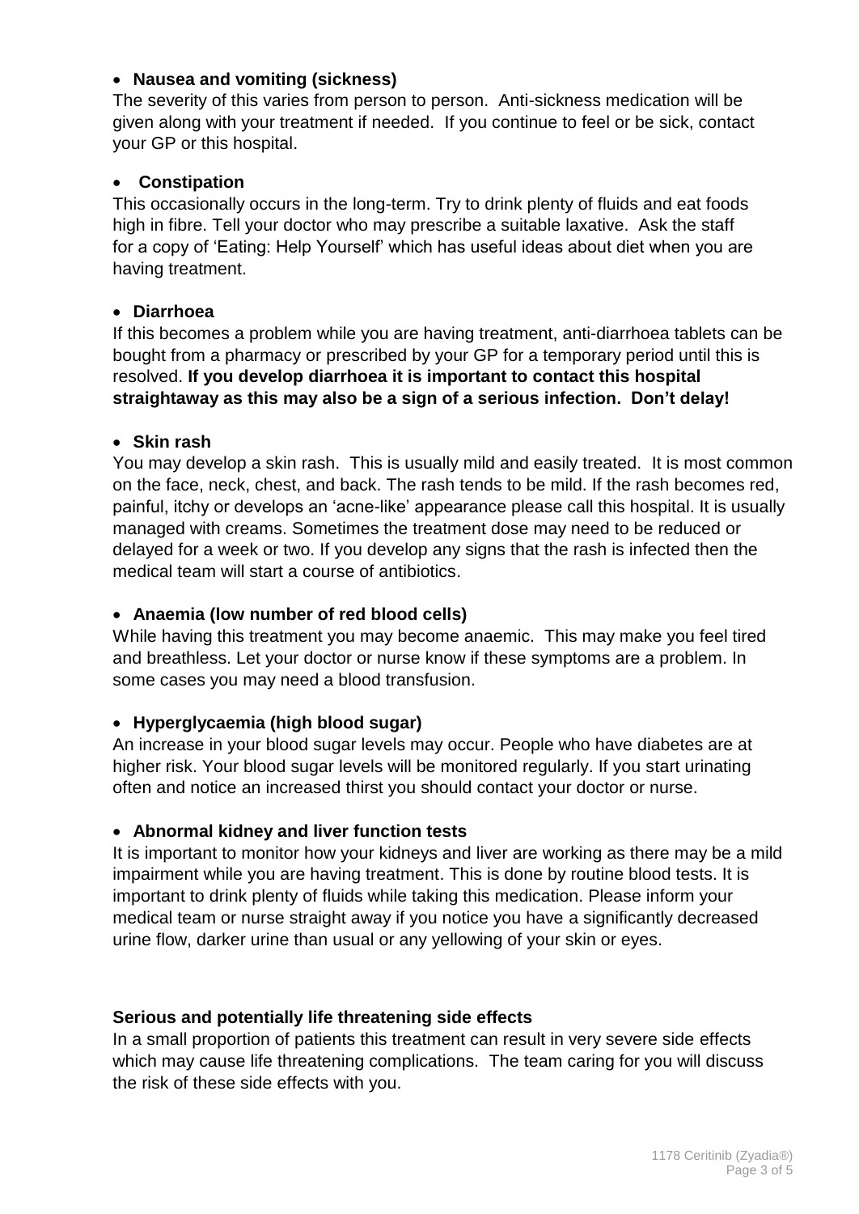- **Nausea and vomiting (sickness)**

The severity of this varies from person to person. Anti-sickness medication will be given along with your treatment if needed. If you continue to feel or be sick, contact your GP or this hospital.

- **Constipation**

This occasionally occurs in the long-term. Try to drink plenty of fluids and eat foods high in fibre. Tell your doctor who may prescribe a suitable laxative. Ask the staff for a copy of 'Eating: Help Yourself' which has useful ideas about diet when you are having treatment.

- **Diarrhoea**

If this becomes a problem while you are having treatment, anti-diarrhoea tablets can be bought from a pharmacy or prescribed by your GP for a temporary period until this is resolved. **If you develop diarrhoea it is important to contact this hospital straightaway as this may also be a sign of a serious infection. Don't delay!**

- **Skin rash**

You may develop a skin rash. This is usually mild and easily treated. It is most common on the face, neck, chest, and back. The rash tends to be mild. If the rash becomes red, painful, itchy or develops an 'acne-like' appearance please call this hospital. It is usually managed with creams. Sometimes the treatment dose may need to be reduced or delayed for a week or two. If you develop any signs that the rash is infected then the medical team will start a course of antibiotics.

- **Anaemia (low number of red blood cells)**

While having this treatment you may become anaemic. This may make you feel tired and breathless. Let your doctor or nurse know if these symptoms are a problem. In some cases you may need a blood transfusion.

- **Hyperglycaemia (high blood sugar)**

An increase in your blood sugar levels may occur. People who have diabetes are at higher risk. Your blood sugar levels will be monitored regularly. If you start urinating often and notice an increased thirst you should contact your doctor or nurse.

- **Abnormal kidney and liver function tests**

It is important to monitor how your kidneys and liver are working as there may be a mild impairment while you are having treatment. This is done by routine blood tests. It is important to drink plenty of fluids while taking this medication. Please inform your medical team or nurse straight away if you notice you have a significantly decreased urine flow, darker urine than usual or any yellowing of your skin or eyes.

**Serious and potentially life threatening side effects**

In a small proportion of patients this treatment can result in very severe side effects which may cause life threatening complications. The team caring for you will discuss the risk of these side effects with you.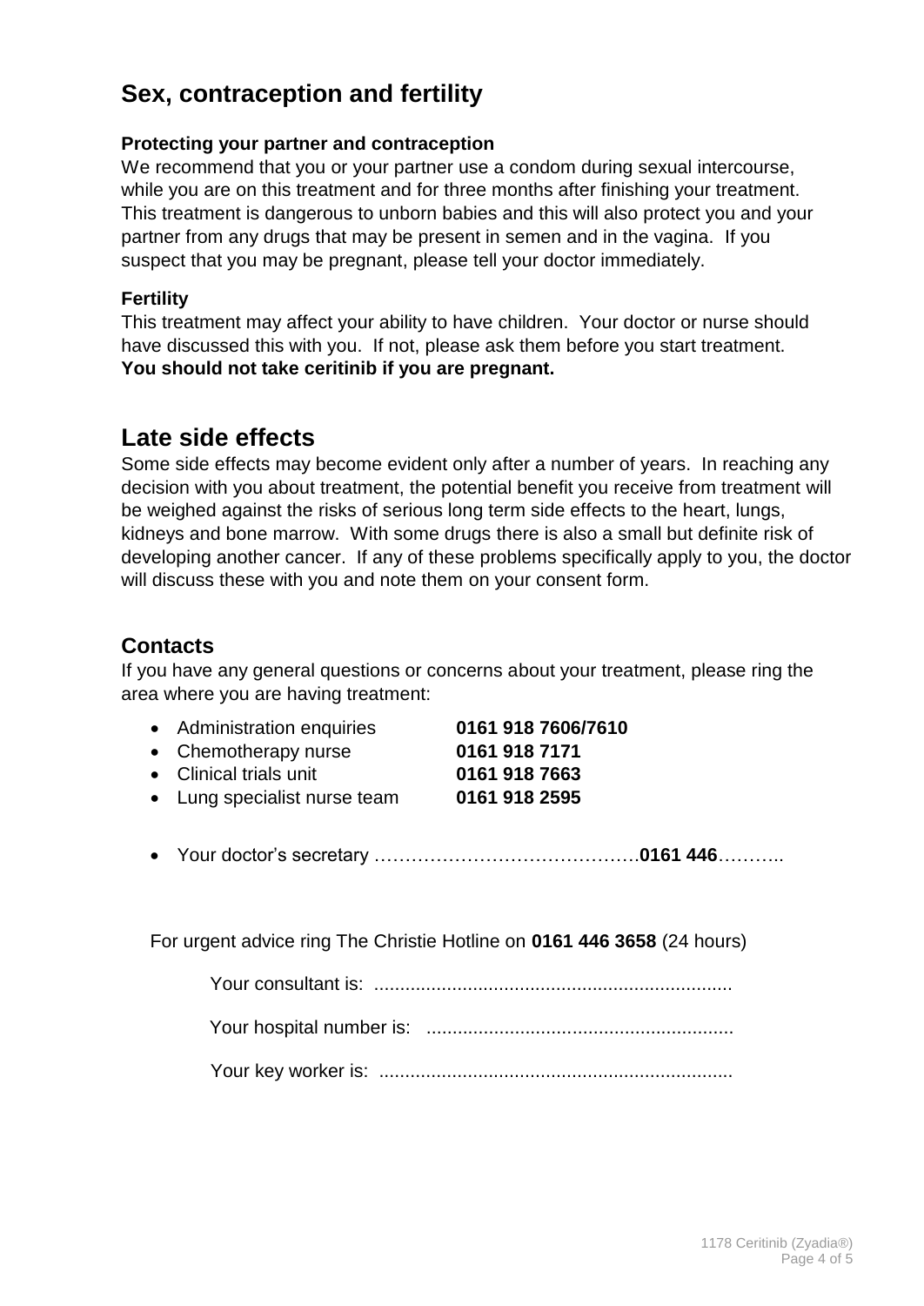## Sex, contraception and fertility

**Protecting your partner and contraception**

We recommend that you or your partner use a condom during sexual intercourse, while you are on this treatment and for three months after finishing your treatment. This treatment is dangerous to unborn babies and this will also protect you and your partner from any drugs that may be present in semen and in the vagina. If you suspect that you may be pregnant, please tell your doctor immediately.

**Fertility**

This treatment may affect your ability to have children. Your doctor or nurse should have discussed this with you. If not, please ask them before you start treatment.

**You should not take ceritinib if you are pregnant.**

## Late side effects

Some side effects may become evident only after a number of years. In reaching any decision with you about treatment, the potential benefit you receive from treatment will be weighed against the risks of serious long term side effects to the heart, lungs, kidneys and bone marrow. With some drugs there is also a small but definite risk of developing another cancer. If any of these problems specifically apply to you, the doctor will discuss these with you and note them on your consent form.

## Contacts

If you have any general questions or concerns about your treatment, please ring the area where you are having treatment:

- Administration enquiries **0161 918 7606/7610**
- Chemotherapy nurse **0161 918 7171**
- Clinical trials unit **0161 918 7663**
- Lung specialist nurse team **0161 918 2595**

- Your doctor's secretary …………………………………….**0161 446**………..

For urgent advice ring The Christie Hotline on **0161 446 3658** (24 hours)

Your consultant is: ....................................................................

Your hospital number is: ..........................................................

Your key worker is: ...................................................................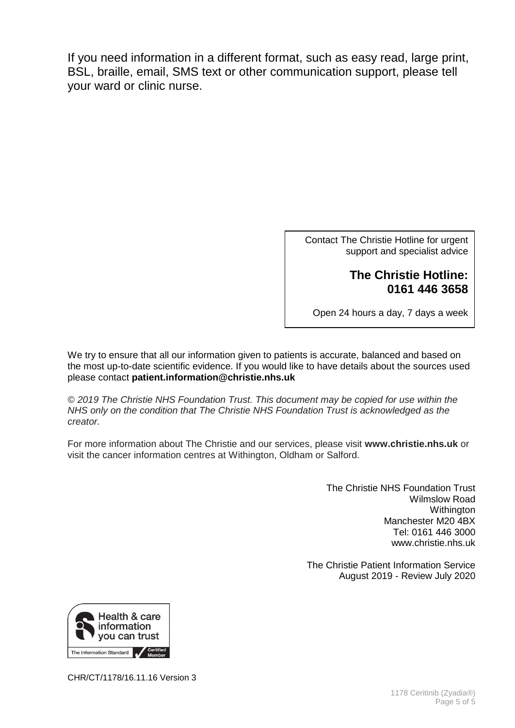If you need information in a different format, such as easy read, large print, BSL, braille, email, SMS text or other communication support, please tell your ward or clinic nurse.

Contact The Christie Hotline for urgent support and specialist advice

**The Christie Hotline: 0161 446 3658**

Open 24 hours a day, 7 days a week

We try to ensure that all our information given to patients is accurate, balanced and based on the most up-to-date scientific evidence. If you would like to have details about the sources used please contact **patient.information@christie.nhs.uk**

*© 2019 The Christie NHS Foundation Trust. This document may be copied for use within the NHS only on the condition that The Christie NHS Foundation Trust is acknowledged as the creator.*

For more information about The Christie and our services, please visit **www.christie.nhs.uk** or visit the cancer information centres at Withington, Oldham or Salford.

The Christie NHS Foundation Trust
Wilmslow Road
Withington
Manchester M20 4BX
Tel: 0161 446 3000
www.christie.nhs.uk

The Christie Patient Information Service
August 2019 - Review July 2020

Health & care information you can trust
The Information Standard Certified Member

CHR/CT/1178/16.11.16 Version 3

1178 Ceritinib (Zyadia®)